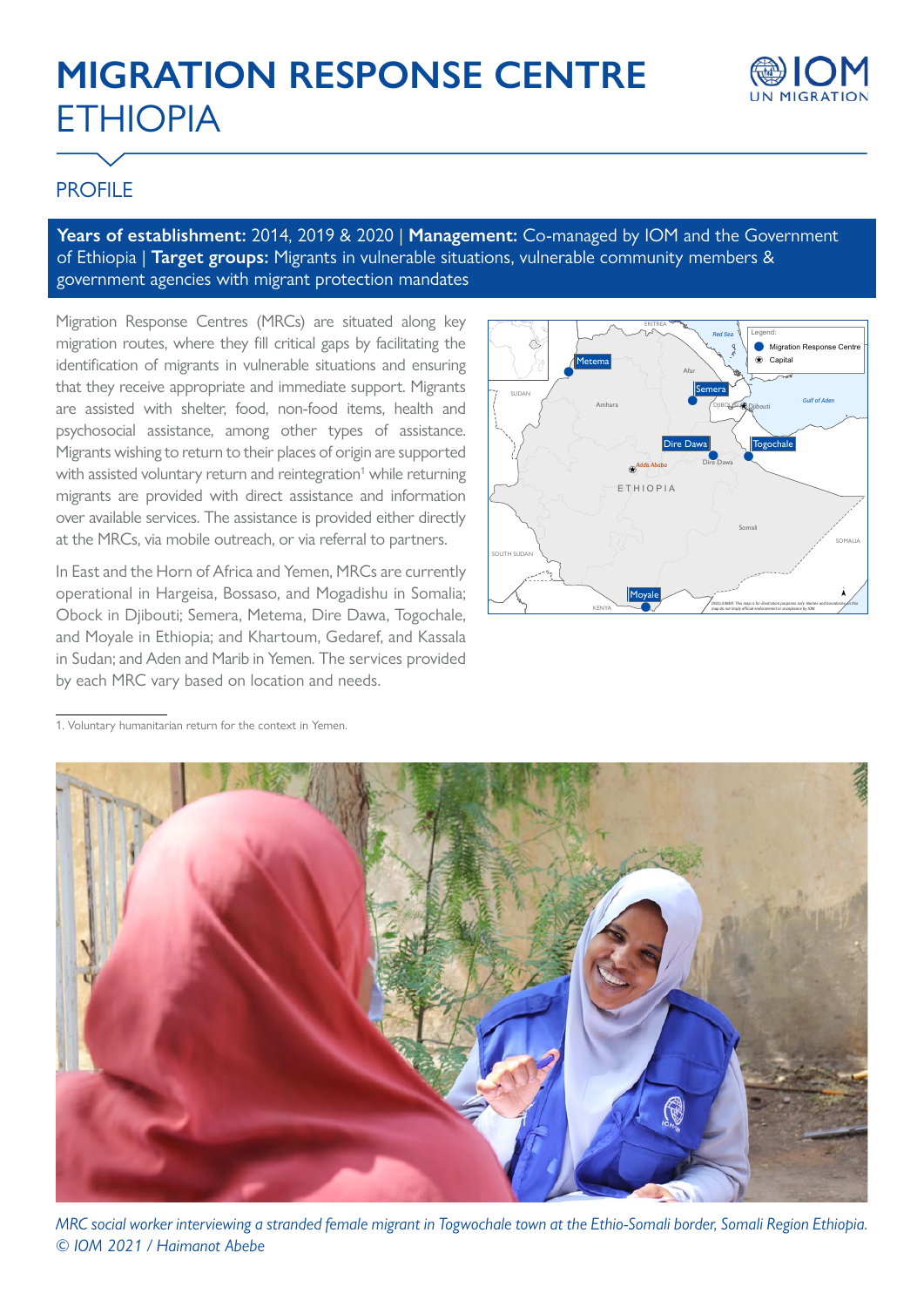# MIGRATION RESPONSE CENTRE ETHIOPIA

## PROFILE

**Years of establishment:** 2014, 2019 & 2020 | **Management:** Co-managed by IOM and the Government of Ethiopia | **Target groups:** Migrants in vulnerable situations, vulnerable community members & government agencies with migrant protection mandates

Migration Response Centres (MRCs) are situated along key migration routes, where they fill critical gaps by facilitating the identification of migrants in vulnerable situations and ensuring that they receive appropriate and immediate support. Migrants are assisted with shelter, food, non-food items, health and psychosocial assistance, among other types of assistance. Migrants wishing to return to their places of origin are supported with assisted voluntary return and reintegration[1] while returning migrants are provided with direct assistance and information over available services. The assistance is provided either directly at the MRCs, via mobile outreach, or via referral to partners.

In East and the Horn of Africa and Yemen, MRCs are currently operational in Hargeisa, Bossaso, and Mogadishu in Somalia; Obock in Djibouti; Semera, Metema, Dire Dawa, Togochale, and Moyale in Ethiopia; and Khartoum, Gedaref, and Kassala in Sudan; and Aden and Marib in Yemen. The services provided by each MRC vary based on location and needs.

1. Voluntary humanitarian return for the context in Yemen.

*MRC social worker interviewing a stranded female migrant in Togwochale town at the Ethio-Somali border, Somali Region Ethiopia. © IOM 2021 / Haimanot Abebe*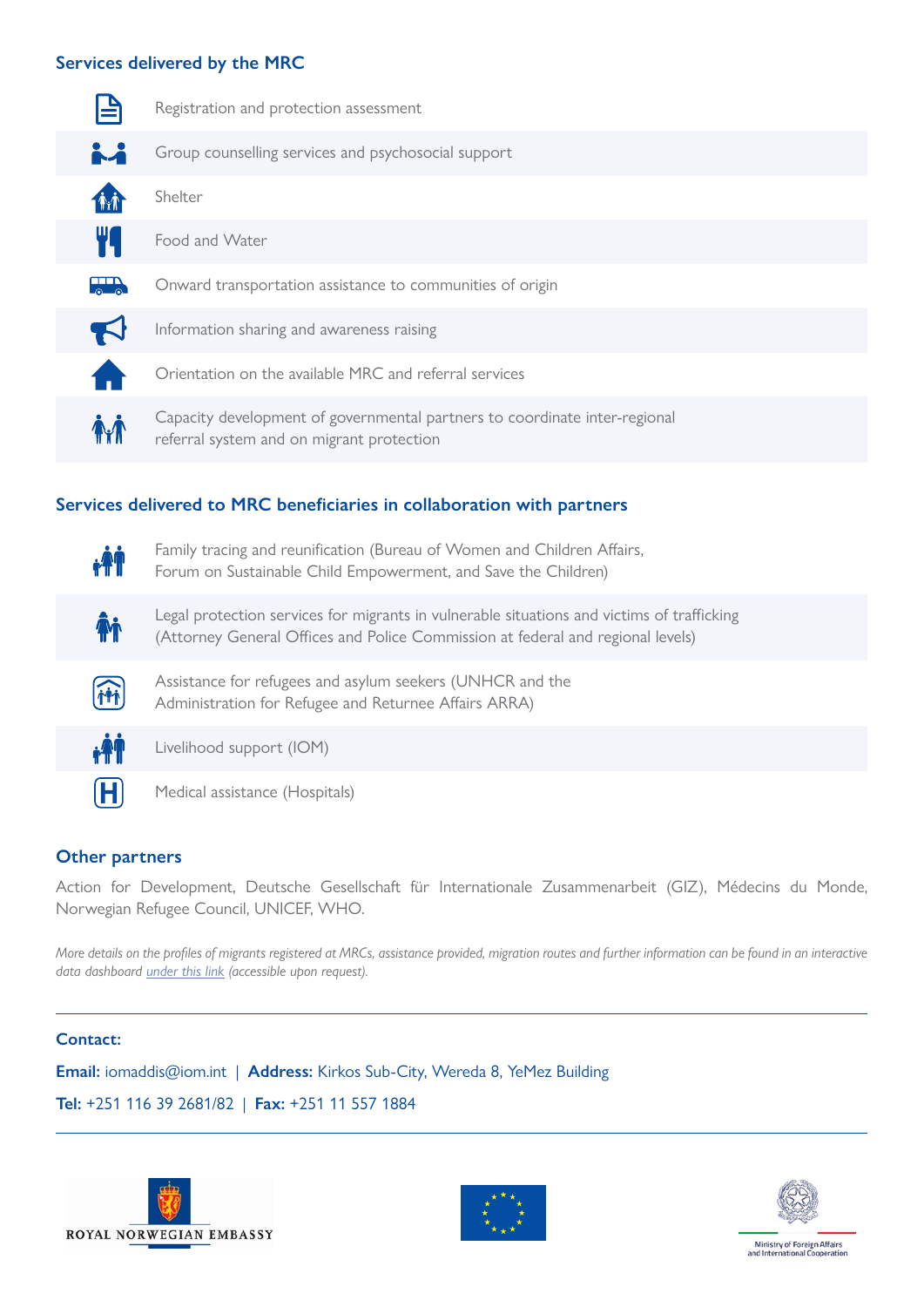## Services delivered by the MRC

- Registration and protection assessment
- Group counselling services and psychosocial support
- Shelter
- Food and Water
- Onward transportation assistance to communities of origin
- Information sharing and awareness raising
- Orientation on the available MRC and referral services
- Capacity development of governmental partners to coordinate inter-regional referral system and on migrant protection

## Services delivered to MRC beneficiaries in collaboration with partners

- Family tracing and reunification (Bureau of Women and Children Affairs, Forum on Sustainable Child Empowerment, and Save the Children)
- Legal protection services for migrants in vulnerable situations and victims of trafficking (Attorney General Offices and Police Commission at federal and regional levels)
- Assistance for refugees and asylum seekers (UNHCR and the Administration for Refugee and Returnee Affairs ARRA)
- Livelihood support (IOM)
- Medical assistance (Hospitals)

## Other partners

Action for Development, Deutsche Gesellschaft für Internationale Zusammenarbeit (GIZ), Médecins du Monde, Norwegian Refugee Council, UNICEF, WHO.

*More details on the profiles of migrants registered at MRCs, assistance provided, migration routes and further information can be found in an interactive data dashboard under this link (accessible upon request).*

**Contact:**

**Email:** iomaddis@iom.int | **Address:** Kirkos Sub-City, Wereda 8, YeMez Building

**Tel:** +251 116 39 2681/82 | **Fax:** +251 11 557 1884

ROYAL NORWEGIAN EMBASSY

Ministry of Foreign Affairs and International Cooperation